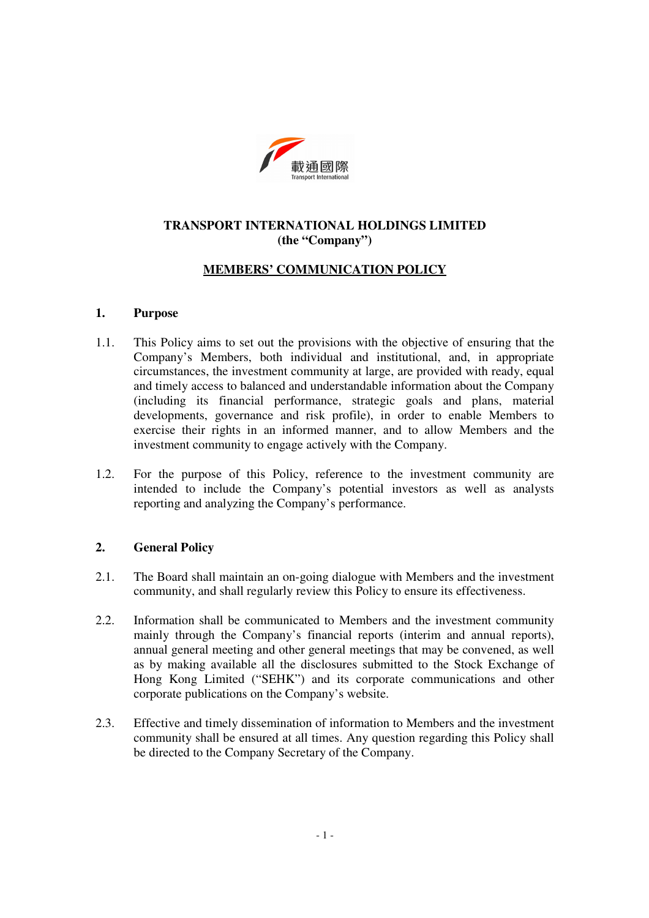載通國際
Transport International

**TRANSPORT INTERNATIONAL HOLDINGS LIMITED**
**(the "Company")**

# MEMBERS' COMMUNICATION POLICY

## 1. Purpose

1.1. This Policy aims to set out the provisions with the objective of ensuring that the Company's Members, both individual and institutional, and, in appropriate circumstances, the investment community at large, are provided with ready, equal and timely access to balanced and understandable information about the Company (including its financial performance, strategic goals and plans, material developments, governance and risk profile), in order to enable Members to exercise their rights in an informed manner, and to allow Members and the investment community to engage actively with the Company.

1.2. For the purpose of this Policy, reference to the investment community are intended to include the Company's potential investors as well as analysts reporting and analyzing the Company's performance.

## 2. General Policy

2.1. The Board shall maintain an on-going dialogue with Members and the investment community, and shall regularly review this Policy to ensure its effectiveness.

2.2. Information shall be communicated to Members and the investment community mainly through the Company's financial reports (interim and annual reports), annual general meeting and other general meetings that may be convened, as well as by making available all the disclosures submitted to the Stock Exchange of Hong Kong Limited ("SEHK") and its corporate communications and other corporate publications on the Company's website.

2.3. Effective and timely dissemination of information to Members and the investment community shall be ensured at all times. Any question regarding this Policy shall be directed to the Company Secretary of the Company.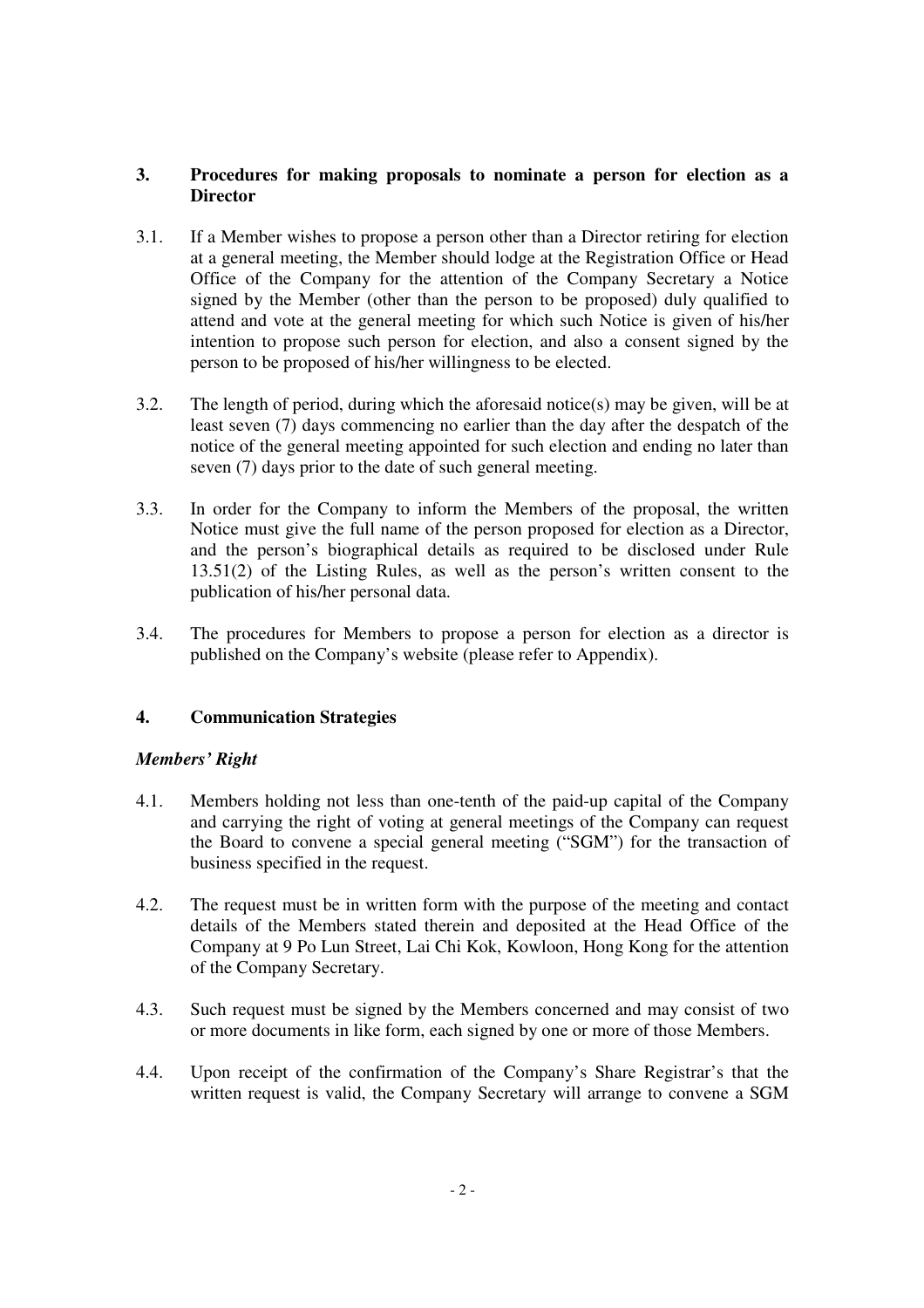## 3. Procedures for making proposals to nominate a person for election as a Director

3.1. If a Member wishes to propose a person other than a Director retiring for election at a general meeting, the Member should lodge at the Registration Office or Head Office of the Company for the attention of the Company Secretary a Notice signed by the Member (other than the person to be proposed) duly qualified to attend and vote at the general meeting for which such Notice is given of his/her intention to propose such person for election, and also a consent signed by the person to be proposed of his/her willingness to be elected.

3.2. The length of period, during which the aforesaid notice(s) may be given, will be at least seven (7) days commencing no earlier than the day after the despatch of the notice of the general meeting appointed for such election and ending no later than seven (7) days prior to the date of such general meeting.

3.3. In order for the Company to inform the Members of the proposal, the written Notice must give the full name of the person proposed for election as a Director, and the person's biographical details as required to be disclosed under Rule 13.51(2) of the Listing Rules, as well as the person's written consent to the publication of his/her personal data.

3.4. The procedures for Members to propose a person for election as a director is published on the Company's website (please refer to Appendix).

## 4. Communication Strategies

### *Members' Right*

4.1. Members holding not less than one-tenth of the paid-up capital of the Company and carrying the right of voting at general meetings of the Company can request the Board to convene a special general meeting ("SGM") for the transaction of business specified in the request.

4.2. The request must be in written form with the purpose of the meeting and contact details of the Members stated therein and deposited at the Head Office of the Company at 9 Po Lun Street, Lai Chi Kok, Kowloon, Hong Kong for the attention of the Company Secretary.

4.3. Such request must be signed by the Members concerned and may consist of two or more documents in like form, each signed by one or more of those Members.

4.4. Upon receipt of the confirmation of the Company's Share Registrar's that the written request is valid, the Company Secretary will arrange to convene a SGM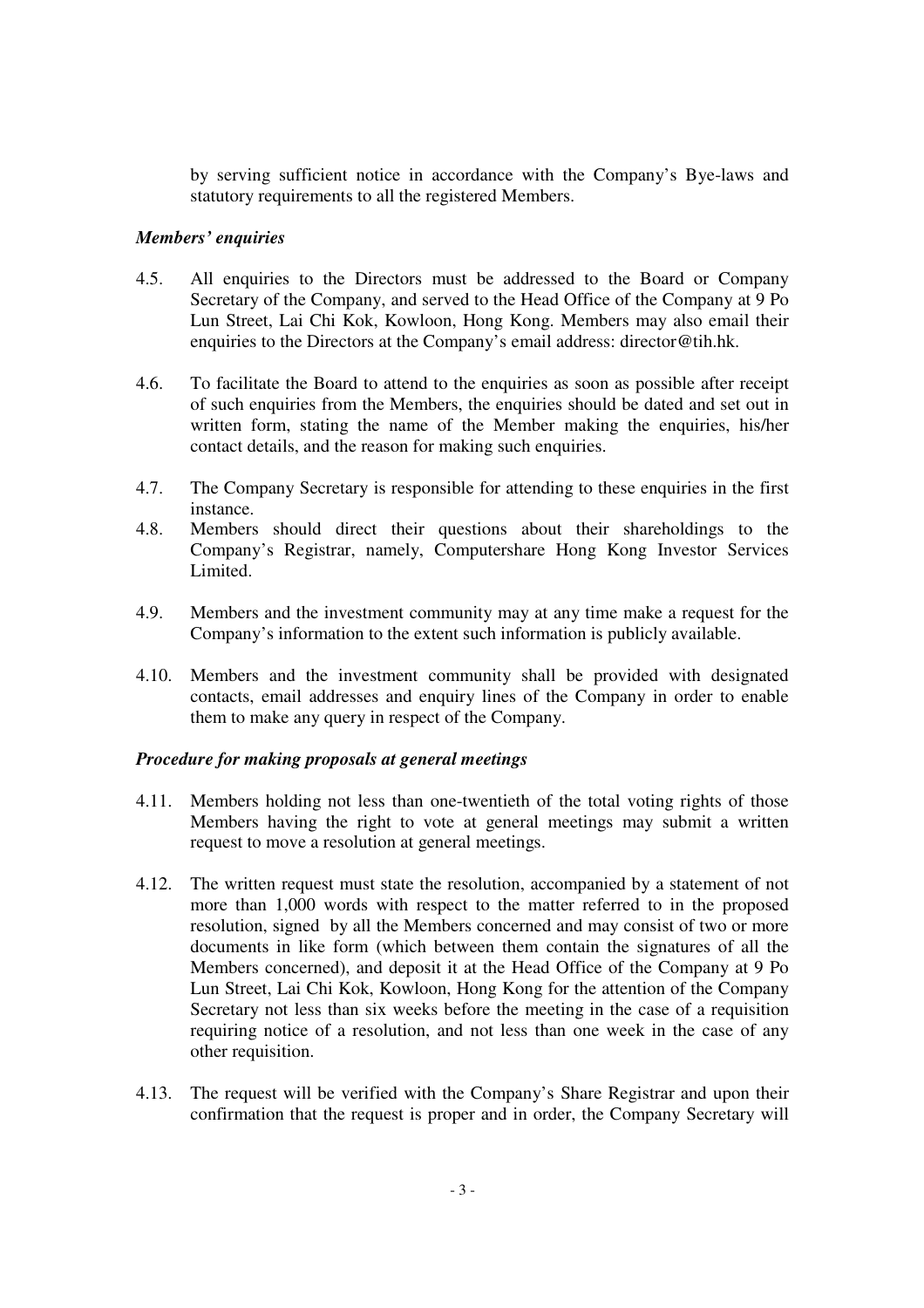by serving sufficient notice in accordance with the Company's Bye-laws and statutory requirements to all the registered Members.

***Members' enquiries***

4.5. All enquiries to the Directors must be addressed to the Board or Company Secretary of the Company, and served to the Head Office of the Company at 9 Po Lun Street, Lai Chi Kok, Kowloon, Hong Kong. Members may also email their enquiries to the Directors at the Company's email address: director@tih.hk.

4.6. To facilitate the Board to attend to the enquiries as soon as possible after receipt of such enquiries from the Members, the enquiries should be dated and set out in written form, stating the name of the Member making the enquiries, his/her contact details, and the reason for making such enquiries.

4.7. The Company Secretary is responsible for attending to these enquiries in the first instance.

4.8. Members should direct their questions about their shareholdings to the Company's Registrar, namely, Computershare Hong Kong Investor Services Limited.

4.9. Members and the investment community may at any time make a request for the Company's information to the extent such information is publicly available.

4.10. Members and the investment community shall be provided with designated contacts, email addresses and enquiry lines of the Company in order to enable them to make any query in respect of the Company.

***Procedure for making proposals at general meetings***

4.11. Members holding not less than one-twentieth of the total voting rights of those Members having the right to vote at general meetings may submit a written request to move a resolution at general meetings.

4.12. The written request must state the resolution, accompanied by a statement of not more than 1,000 words with respect to the matter referred to in the proposed resolution, signed by all the Members concerned and may consist of two or more documents in like form (which between them contain the signatures of all the Members concerned), and deposit it at the Head Office of the Company at 9 Po Lun Street, Lai Chi Kok, Kowloon, Hong Kong for the attention of the Company Secretary not less than six weeks before the meeting in the case of a requisition requiring notice of a resolution, and not less than one week in the case of any other requisition.

4.13. The request will be verified with the Company's Share Registrar and upon their confirmation that the request is proper and in order, the Company Secretary will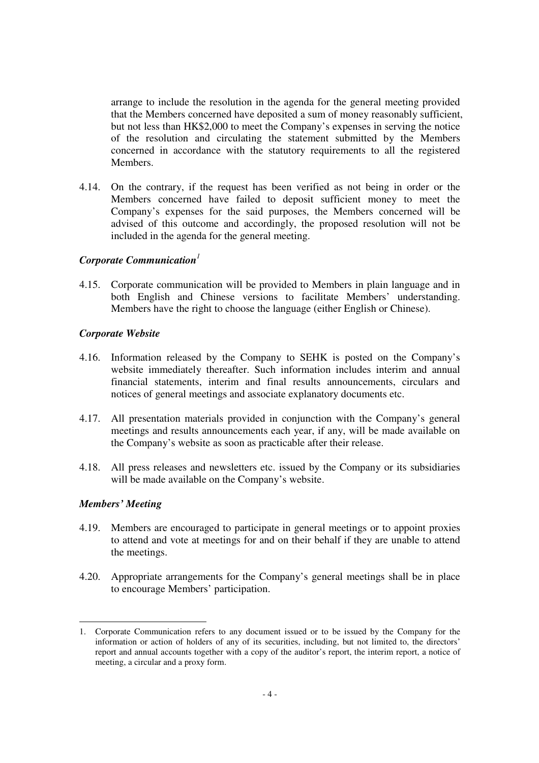arrange to include the resolution in the agenda for the general meeting provided that the Members concerned have deposited a sum of money reasonably sufficient, but not less than HK$2,000 to meet the Company's expenses in serving the notice of the resolution and circulating the statement submitted by the Members concerned in accordance with the statutory requirements to all the registered Members.

4.14. On the contrary, if the request has been verified as not being in order or the Members concerned have failed to deposit sufficient money to meet the Company's expenses for the said purposes, the Members concerned will be advised of this outcome and accordingly, the proposed resolution will not be included in the agenda for the general meeting.

***Corporate Communication[1]***

4.15. Corporate communication will be provided to Members in plain language and in both English and Chinese versions to facilitate Members' understanding. Members have the right to choose the language (either English or Chinese).

***Corporate Website***

4.16. Information released by the Company to SEHK is posted on the Company's website immediately thereafter. Such information includes interim and annual financial statements, interim and final results announcements, circulars and notices of general meetings and associate explanatory documents etc.

4.17. All presentation materials provided in conjunction with the Company's general meetings and results announcements each year, if any, will be made available on the Company's website as soon as practicable after their release.

4.18. All press releases and newsletters etc. issued by the Company or its subsidiaries will be made available on the Company's website.

***Members' Meeting***

4.19. Members are encouraged to participate in general meetings or to appoint proxies to attend and vote at meetings for and on their behalf if they are unable to attend the meetings.

4.20. Appropriate arrangements for the Company's general meetings shall be in place to encourage Members' participation.

---

1. Corporate Communication refers to any document issued or to be issued by the Company for the information or action of holders of any of its securities, including, but not limited to, the directors' report and annual accounts together with a copy of the auditor's report, the interim report, a notice of meeting, a circular and a proxy form.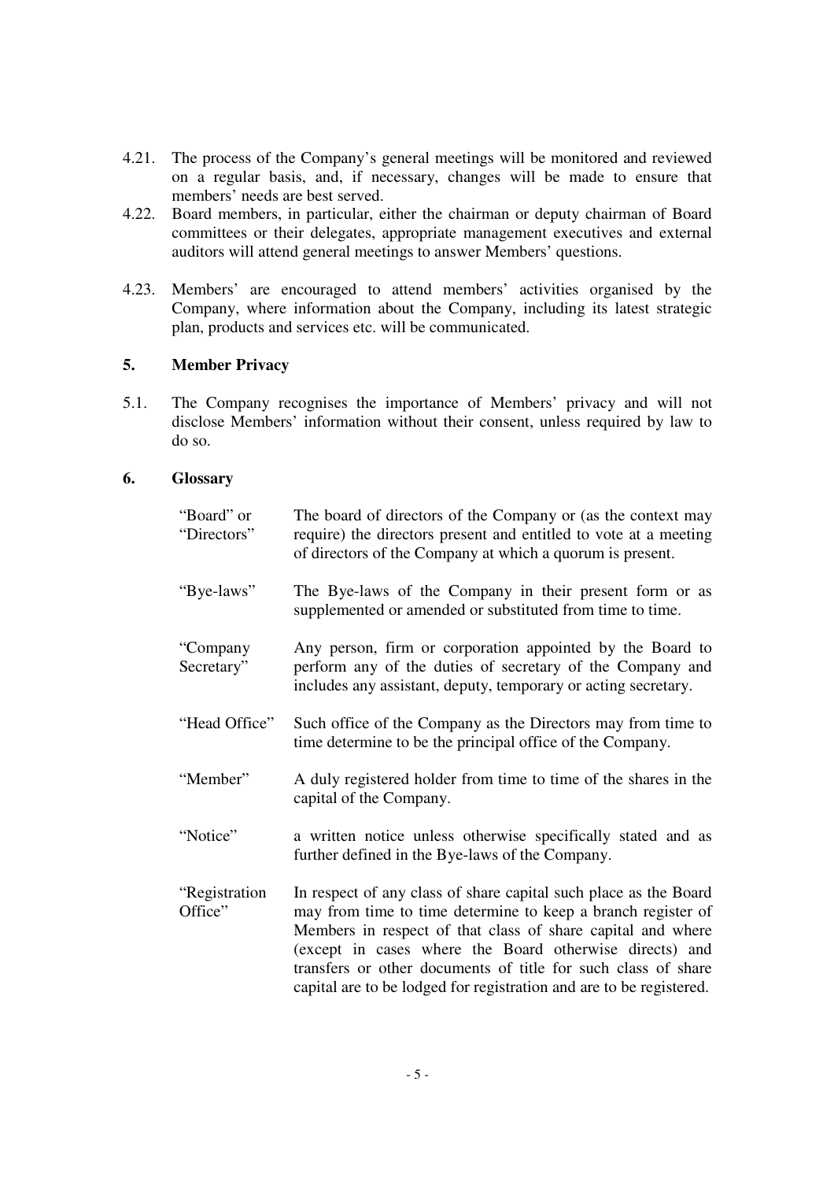4.21. The process of the Company's general meetings will be monitored and reviewed on a regular basis, and, if necessary, changes will be made to ensure that members' needs are best served.

4.22. Board members, in particular, either the chairman or deputy chairman of Board committees or their delegates, appropriate management executives and external auditors will attend general meetings to answer Members' questions.

4.23. Members' are encouraged to attend members' activities organised by the Company, where information about the Company, including its latest strategic plan, products and services etc. will be communicated.

## 5. Member Privacy

5.1. The Company recognises the importance of Members' privacy and will not disclose Members' information without their consent, unless required by law to do so.

## 6. Glossary

| | |
|---|---|
| "Board" or "Directors" | The board of directors of the Company or (as the context may require) the directors present and entitled to vote at a meeting of directors of the Company at which a quorum is present. |
| "Bye-laws" | The Bye-laws of the Company in their present form or as supplemented or amended or substituted from time to time. |
| "Company Secretary" | Any person, firm or corporation appointed by the Board to perform any of the duties of secretary of the Company and includes any assistant, deputy, temporary or acting secretary. |
| "Head Office" | Such office of the Company as the Directors may from time to time determine to be the principal office of the Company. |
| "Member" | A duly registered holder from time to time of the shares in the capital of the Company. |
| "Notice" | a written notice unless otherwise specifically stated and as further defined in the Bye-laws of the Company. |
| "Registration Office" | In respect of any class of share capital such place as the Board may from time to time determine to keep a branch register of Members in respect of that class of share capital and where (except in cases where the Board otherwise directs) and transfers or other documents of title for such class of share capital are to be lodged for registration and are to be registered. |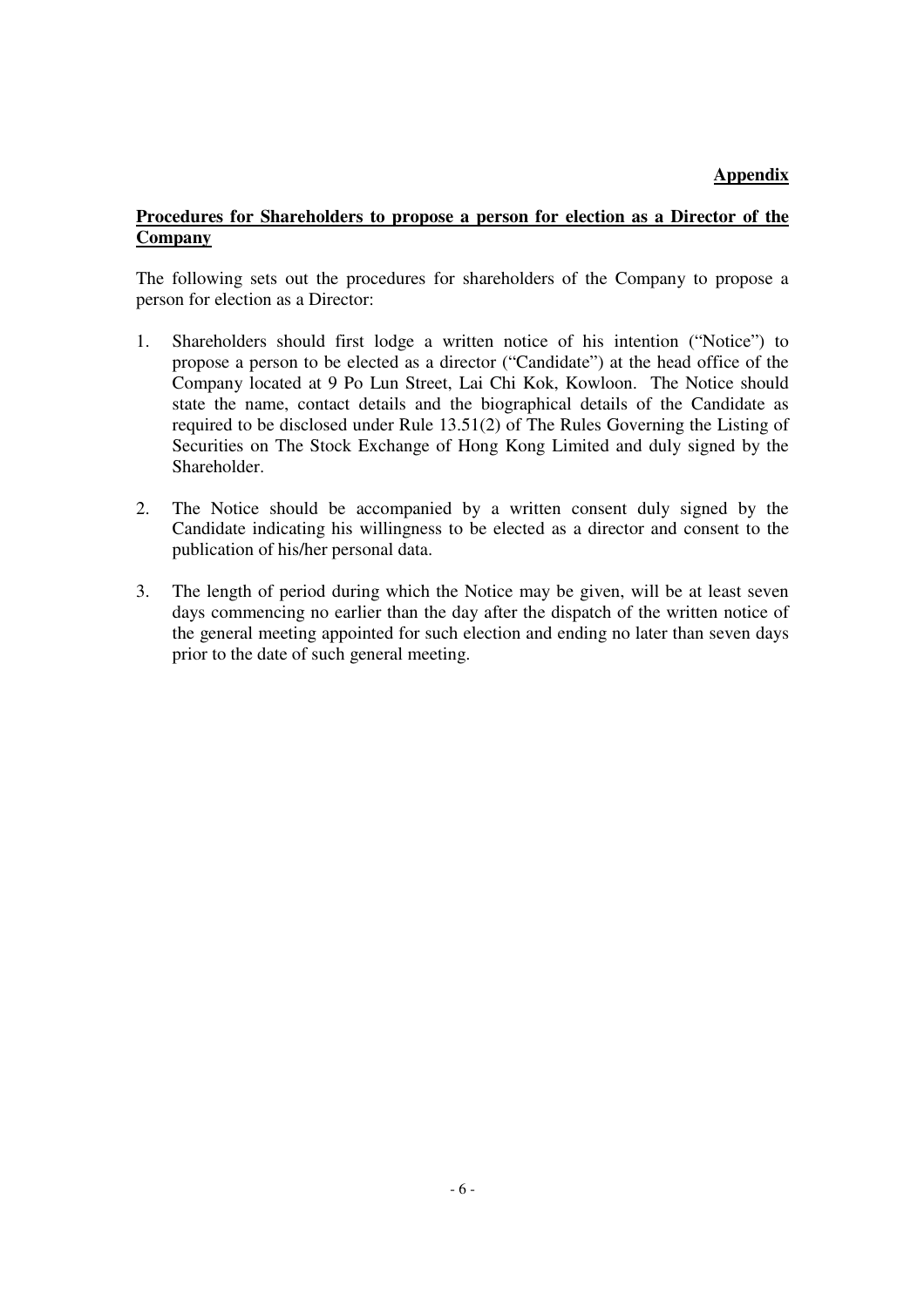**Appendix**

**Procedures for Shareholders to propose a person for election as a Director of the Company**

The following sets out the procedures for shareholders of the Company to propose a person for election as a Director:

1. Shareholders should first lodge a written notice of his intention ("Notice") to propose a person to be elected as a director ("Candidate") at the head office of the Company located at 9 Po Lun Street, Lai Chi Kok, Kowloon. The Notice should state the name, contact details and the biographical details of the Candidate as required to be disclosed under Rule 13.51(2) of The Rules Governing the Listing of Securities on The Stock Exchange of Hong Kong Limited and duly signed by the Shareholder.

2. The Notice should be accompanied by a written consent duly signed by the Candidate indicating his willingness to be elected as a director and consent to the publication of his/her personal data.

3. The length of period during which the Notice may be given, will be at least seven days commencing no earlier than the day after the dispatch of the written notice of the general meeting appointed for such election and ending no later than seven days prior to the date of such general meeting.